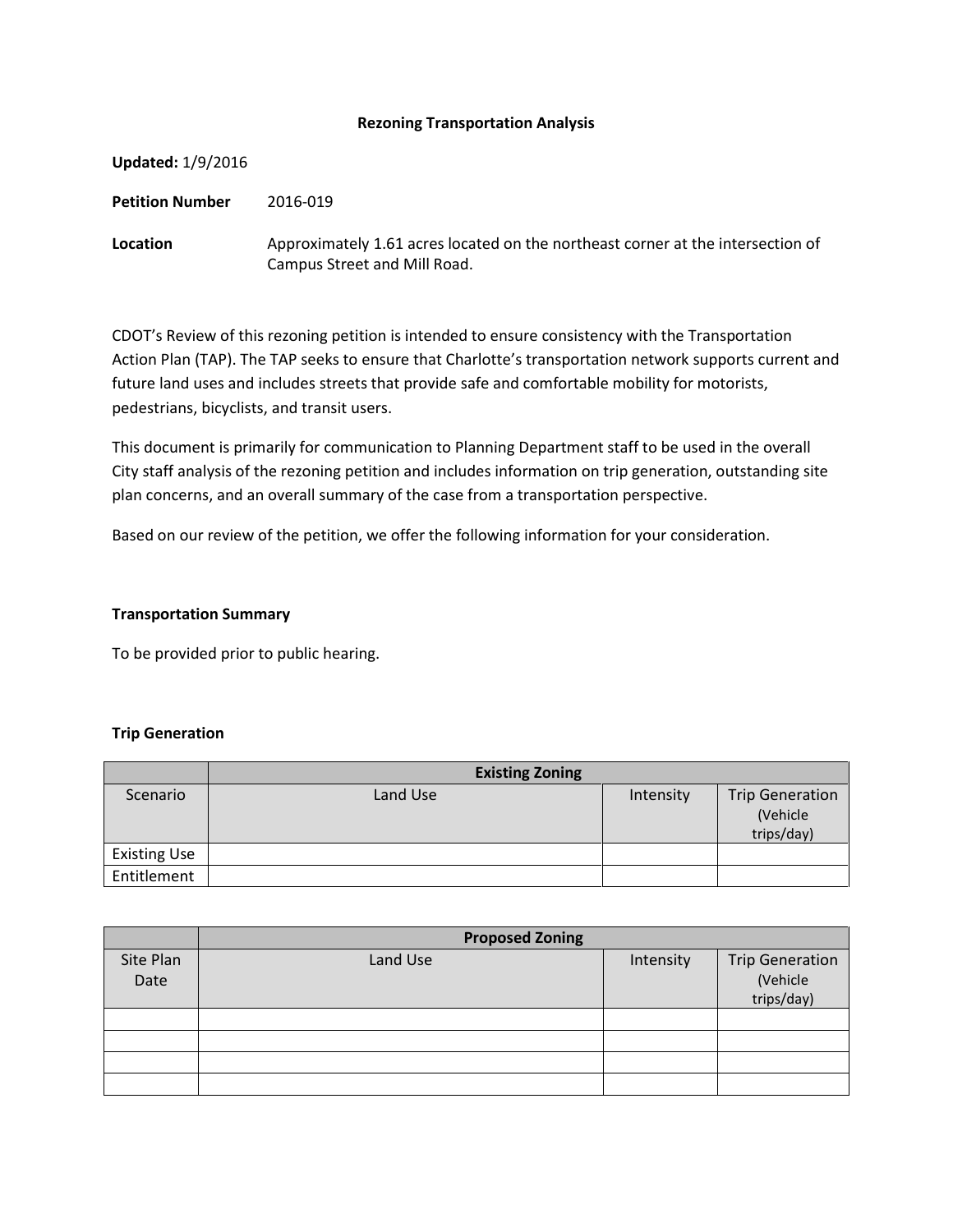# Rezoning Transportation Analysis

**Updated:** 1/9/2016

**Petition Number** 2016-019

**Location** Approximately 1.61 acres located on the northeast corner at the intersection of Campus Street and Mill Road.

CDOT's Review of this rezoning petition is intended to ensure consistency with the Transportation Action Plan (TAP). The TAP seeks to ensure that Charlotte's transportation network supports current and future land uses and includes streets that provide safe and comfortable mobility for motorists, pedestrians, bicyclists, and transit users.

This document is primarily for communication to Planning Department staff to be used in the overall City staff analysis of the rezoning petition and includes information on trip generation, outstanding site plan concerns, and an overall summary of the case from a transportation perspective.

Based on our review of the petition, we offer the following information for your consideration.

### Transportation Summary

To be provided prior to public hearing.

### Trip Generation

| | Existing Zoning | | |
|---|---|---|---|
| Scenario | Land Use | Intensity | Trip Generation (Vehicle trips/day) |
| Existing Use | | | |
| Entitlement | | | |

| | Proposed Zoning | | |
|---|---|---|---|
| Site Plan Date | Land Use | Intensity | Trip Generation (Vehicle trips/day) |
| | | | |
| | | | |
| | | | |
| | | | |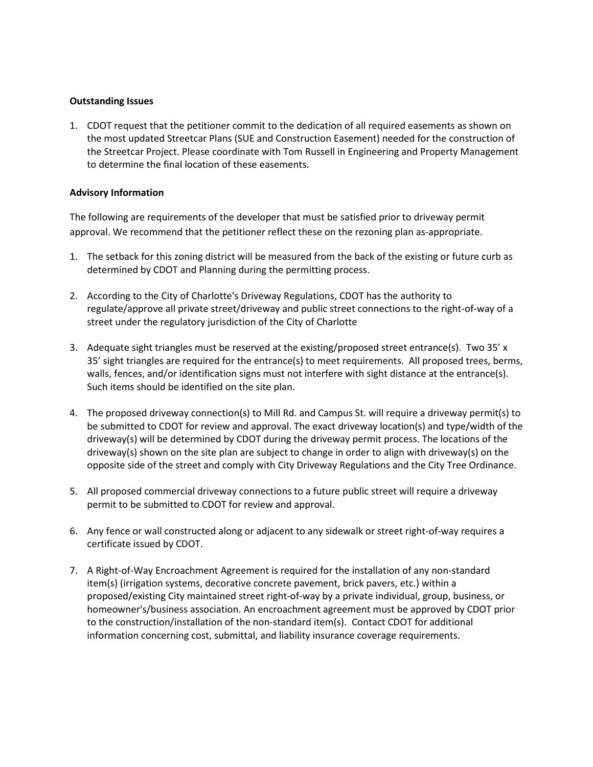**Outstanding Issues**

1. CDOT request that the petitioner commit to the dedication of all required easements as shown on the most updated Streetcar Plans (SUE and Construction Easement) needed for the construction of the Streetcar Project. Please coordinate with Tom Russell in Engineering and Property Management to determine the final location of these easements.

**Advisory Information**

The following are requirements of the developer that must be satisfied prior to driveway permit approval. We recommend that the petitioner reflect these on the rezoning plan as-appropriate.

1. The setback for this zoning district will be measured from the back of the existing or future curb as determined by CDOT and Planning during the permitting process.

2. According to the City of Charlotte's Driveway Regulations, CDOT has the authority to regulate/approve all private street/driveway and public street connections to the right-of-way of a street under the regulatory jurisdiction of the City of Charlotte

3. Adequate sight triangles must be reserved at the existing/proposed street entrance(s). Two 35' x 35' sight triangles are required for the entrance(s) to meet requirements. All proposed trees, berms, walls, fences, and/or identification signs must not interfere with sight distance at the entrance(s). Such items should be identified on the site plan.

4. The proposed driveway connection(s) to Mill Rd. and Campus St. will require a driveway permit(s) to be submitted to CDOT for review and approval. The exact driveway location(s) and type/width of the driveway(s) will be determined by CDOT during the driveway permit process. The locations of the driveway(s) shown on the site plan are subject to change in order to align with driveway(s) on the opposite side of the street and comply with City Driveway Regulations and the City Tree Ordinance.

5. All proposed commercial driveway connections to a future public street will require a driveway permit to be submitted to CDOT for review and approval.

6. Any fence or wall constructed along or adjacent to any sidewalk or street right-of-way requires a certificate issued by CDOT.

7. A Right-of-Way Encroachment Agreement is required for the installation of any non-standard item(s) (irrigation systems, decorative concrete pavement, brick pavers, etc.) within a proposed/existing City maintained street right-of-way by a private individual, group, business, or homeowner's/business association. An encroachment agreement must be approved by CDOT prior to the construction/installation of the non-standard item(s). Contact CDOT for additional information concerning cost, submittal, and liability insurance coverage requirements.